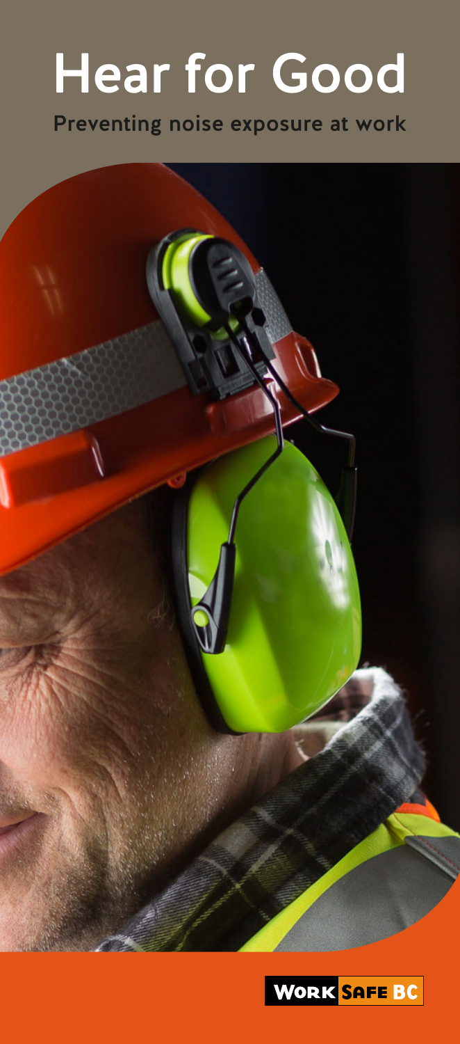# Hear for Good

## Preventing noise exposure at work

WORK SAFE BC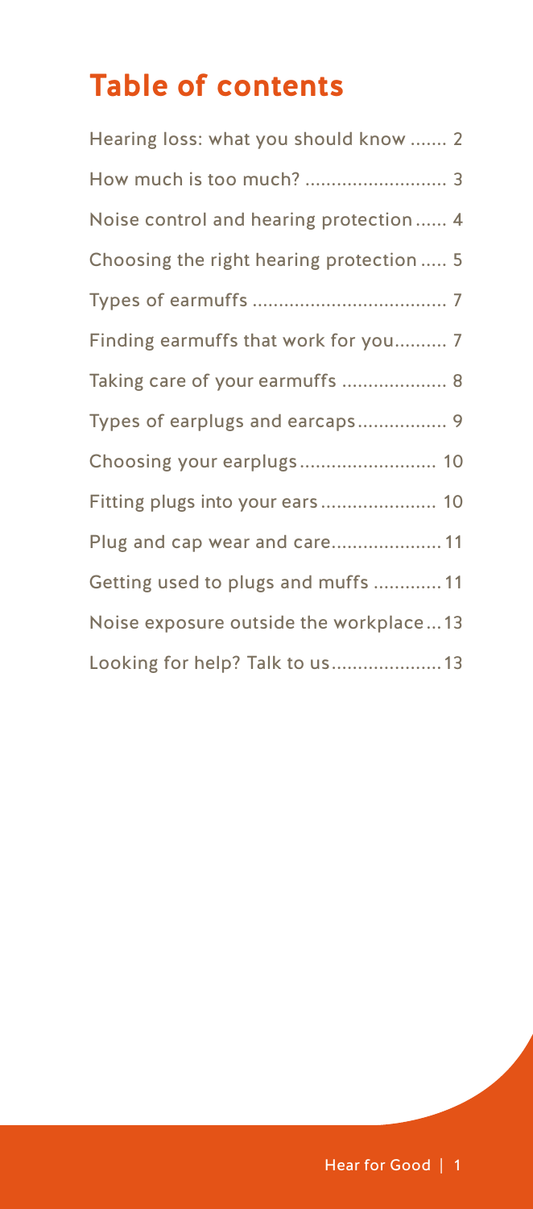# Table of contents

| | |
|---|---|
| Hearing loss: what you should know | 2 |
| How much is too much? | 3 |
| Noise control and hearing protection | 4 |
| Choosing the right hearing protection | 5 |
| Types of earmuffs | 7 |
| Finding earmuffs that work for you | 7 |
| Taking care of your earmuffs | 8 |
| Types of earplugs and earcaps | 9 |
| Choosing your earplugs | 10 |
| Fitting plugs into your ears | 10 |
| Plug and cap wear and care | 11 |
| Getting used to plugs and muffs | 11 |
| Noise exposure outside the workplace | 13 |
| Looking for help? Talk to us | 13 |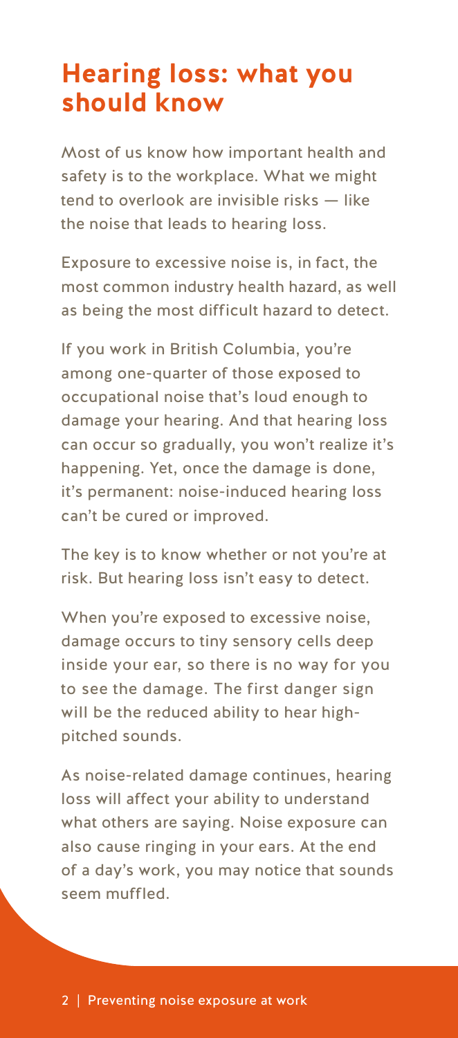# Hearing loss: what you should know

Most of us know how important health and safety is to the workplace. What we might tend to overlook are invisible risks — like the noise that leads to hearing loss.

Exposure to excessive noise is, in fact, the most common industry health hazard, as well as being the most difficult hazard to detect.

If you work in British Columbia, you're among one-quarter of those exposed to occupational noise that's loud enough to damage your hearing. And that hearing loss can occur so gradually, you won't realize it's happening. Yet, once the damage is done, it's permanent: noise-induced hearing loss can't be cured or improved.

The key is to know whether or not you're at risk. But hearing loss isn't easy to detect.

When you're exposed to excessive noise, damage occurs to tiny sensory cells deep inside your ear, so there is no way for you to see the damage. The first danger sign will be the reduced ability to hear high-pitched sounds.

As noise-related damage continues, hearing loss will affect your ability to understand what others are saying. Noise exposure can also cause ringing in your ears. At the end of a day's work, you may notice that sounds seem muffled.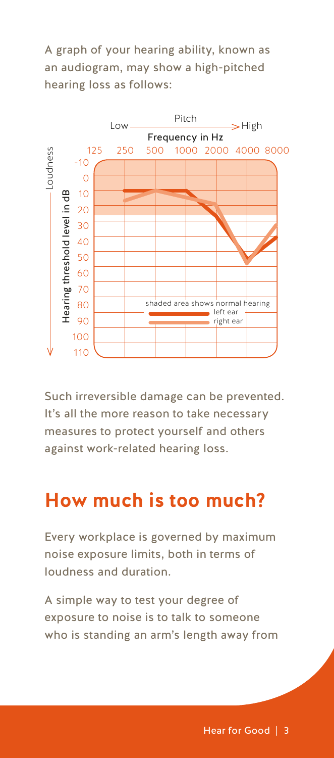A graph of your hearing ability, known as an audiogram, may show a high-pitched hearing loss as follows:

Pitch: Low → High

Frequency in Hz: 125 250 500 1000 2000 4000 8000

Loudness — Hearing threshold level in dB: -10 0 10 20 30 40 50 60 70 80 90 100 110

shaded area shows normal hearing

left ear

right ear

Such irreversible damage can be prevented. It's all the more reason to take necessary measures to protect yourself and others against work-related hearing loss.

## How much is too much?

Every workplace is governed by maximum noise exposure limits, both in terms of loudness and duration.

A simple way to test your degree of exposure to noise is to talk to someone who is standing an arm's length away from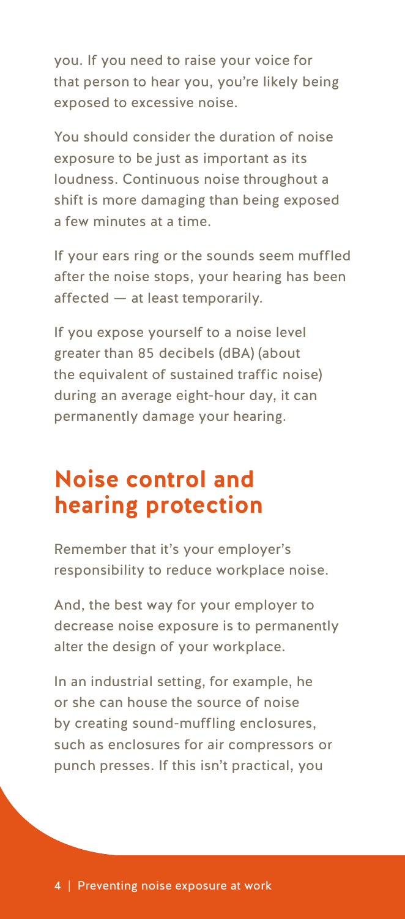you. If you need to raise your voice for that person to hear you, you're likely being exposed to excessive noise.

You should consider the duration of noise exposure to be just as important as its loudness. Continuous noise throughout a shift is more damaging than being exposed a few minutes at a time.

If your ears ring or the sounds seem muffled after the noise stops, your hearing has been affected — at least temporarily.

If you expose yourself to a noise level greater than 85 decibels (dBA) (about the equivalent of sustained traffic noise) during an average eight-hour day, it can permanently damage your hearing.

## Noise control and hearing protection

Remember that it's your employer's responsibility to reduce workplace noise.

And, the best way for your employer to decrease noise exposure is to permanently alter the design of your workplace.

In an industrial setting, for example, he or she can house the source of noise by creating sound-muffling enclosures, such as enclosures for air compressors or punch presses. If this isn't practical, you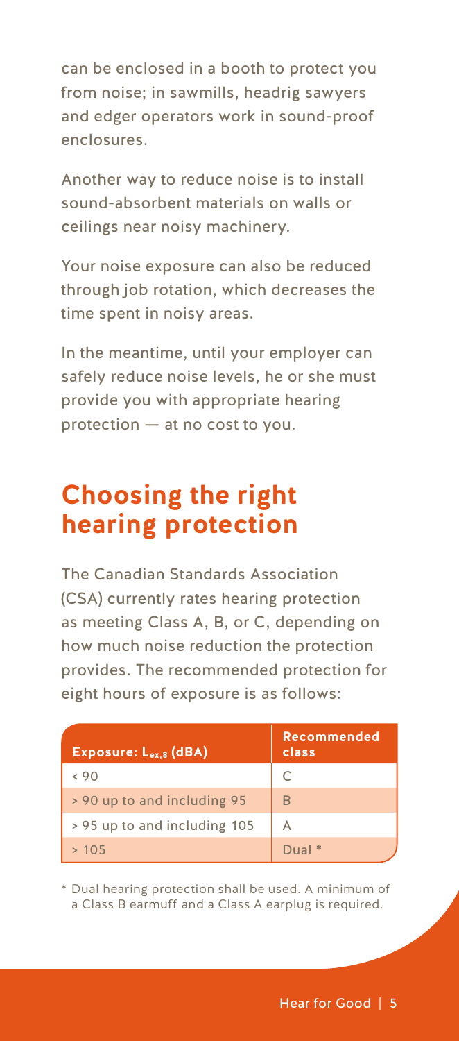can be enclosed in a booth to protect you from noise; in sawmills, headrig sawyers and edger operators work in sound-proof enclosures.

Another way to reduce noise is to install sound-absorbent materials on walls or ceilings near noisy machinery.

Your noise exposure can also be reduced through job rotation, which decreases the time spent in noisy areas.

In the meantime, until your employer can safely reduce noise levels, he or she must provide you with appropriate hearing protection — at no cost to you.

## Choosing the right hearing protection

The Canadian Standards Association (CSA) currently rates hearing protection as meeting Class A, B, or C, depending on how much noise reduction the protection provides. The recommended protection for eight hours of exposure is as follows:

| Exposure: $L_{ex,8}$ (dBA) | Recommended class |
|---|---|
| < 90 | C |
| > 90 up to and including 95 | B |
| > 95 up to and including 105 | A |
| > 105 | Dual * |

* Dual hearing protection shall be used. A minimum of a Class B earmuff and a Class A earplug is required.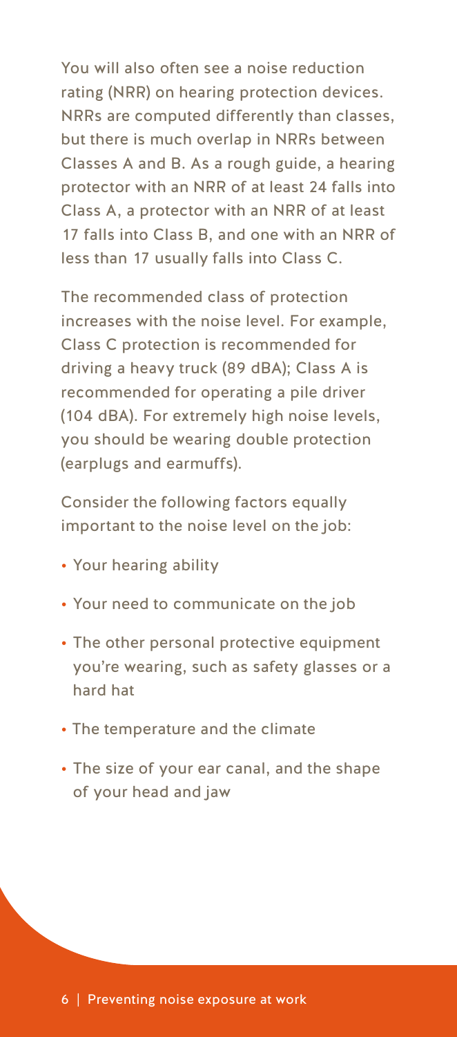You will also often see a noise reduction rating (NRR) on hearing protection devices. NRRs are computed differently than classes, but there is much overlap in NRRs between Classes A and B. As a rough guide, a hearing protector with an NRR of at least 24 falls into Class A, a protector with an NRR of at least 17 falls into Class B, and one with an NRR of less than 17 usually falls into Class C.

The recommended class of protection increases with the noise level. For example, Class C protection is recommended for driving a heavy truck (89 dBA); Class A is recommended for operating a pile driver (104 dBA). For extremely high noise levels, you should be wearing double protection (earplugs and earmuffs).

Consider the following factors equally important to the noise level on the job:

- Your hearing ability
- Your need to communicate on the job
- The other personal protective equipment you're wearing, such as safety glasses or a hard hat
- The temperature and the climate
- The size of your ear canal, and the shape of your head and jaw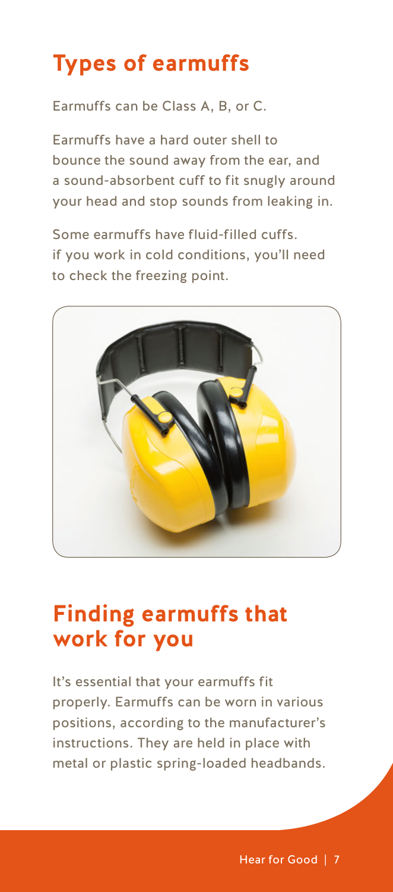## Types of earmuffs

Earmuffs can be Class A, B, or C.

Earmuffs have a hard outer shell to bounce the sound away from the ear, and a sound-absorbent cuff to fit snugly around your head and stop sounds from leaking in.

Some earmuffs have fluid-filled cuffs. if you work in cold conditions, you'll need to check the freezing point.

## Finding earmuffs that work for you

It's essential that your earmuffs fit properly. Earmuffs can be worn in various positions, according to the manufacturer's instructions. They are held in place with metal or plastic spring-loaded headbands.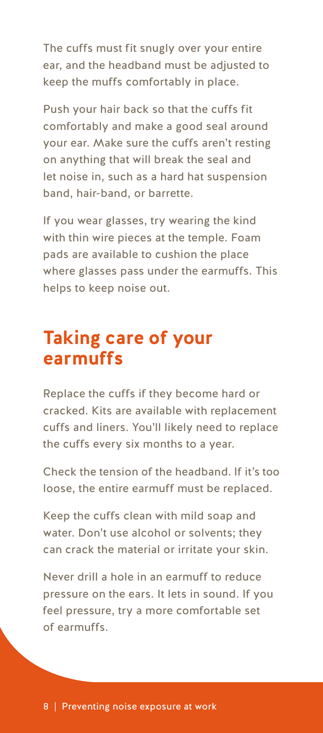The cuffs must fit snugly over your entire ear, and the headband must be adjusted to keep the muffs comfortably in place.

Push your hair back so that the cuffs fit comfortably and make a good seal around your ear. Make sure the cuffs aren't resting on anything that will break the seal and let noise in, such as a hard hat suspension band, hair-band, or barrette.

If you wear glasses, try wearing the kind with thin wire pieces at the temple. Foam pads are available to cushion the place where glasses pass under the earmuffs. This helps to keep noise out.

## Taking care of your earmuffs

Replace the cuffs if they become hard or cracked. Kits are available with replacement cuffs and liners. You'll likely need to replace the cuffs every six months to a year.

Check the tension of the headband. If it's too loose, the entire earmuff must be replaced.

Keep the cuffs clean with mild soap and water. Don't use alcohol or solvents; they can crack the material or irritate your skin.

Never drill a hole in an earmuff to reduce pressure on the ears. It lets in sound. If you feel pressure, try a more comfortable set of earmuffs.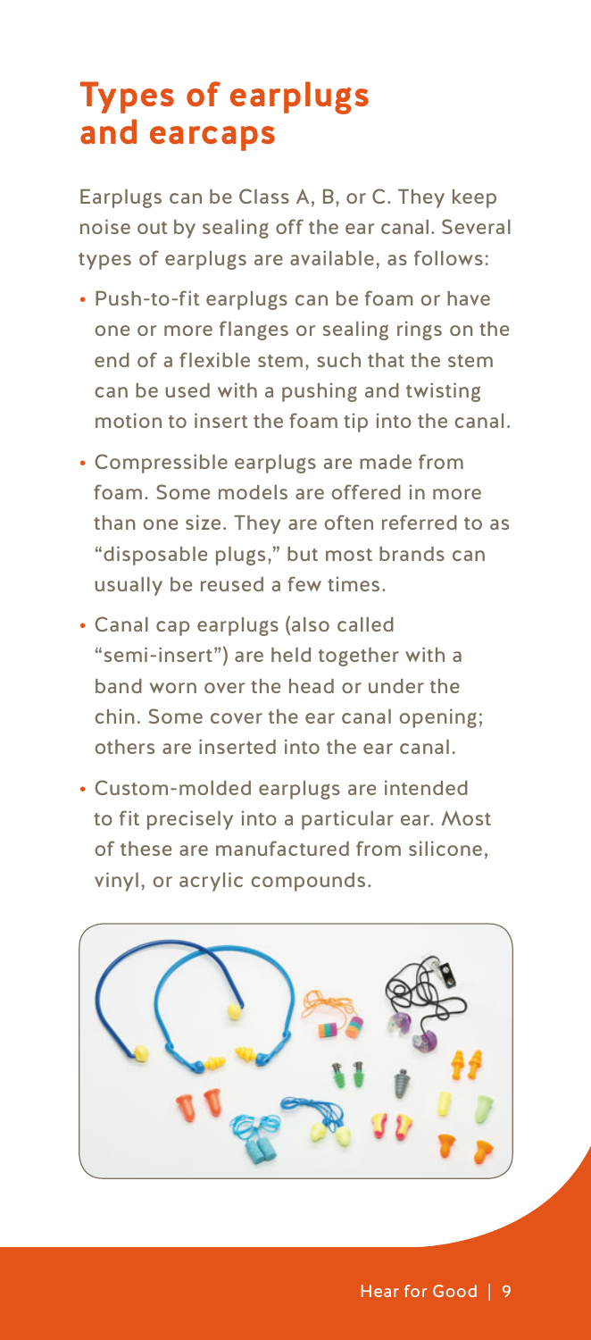# Types of earplugs and earcaps

Earplugs can be Class A, B, or C. They keep noise out by sealing off the ear canal. Several types of earplugs are available, as follows:

- Push-to-fit earplugs can be foam or have one or more flanges or sealing rings on the end of a flexible stem, such that the stem can be used with a pushing and twisting motion to insert the foam tip into the canal.
- Compressible earplugs are made from foam. Some models are offered in more than one size. They are often referred to as "disposable plugs," but most brands can usually be reused a few times.
- Canal cap earplugs (also called "semi-insert") are held together with a band worn over the head or under the chin. Some cover the ear canal opening; others are inserted into the ear canal.
- Custom-molded earplugs are intended to fit precisely into a particular ear. Most of these are manufactured from silicone, vinyl, or acrylic compounds.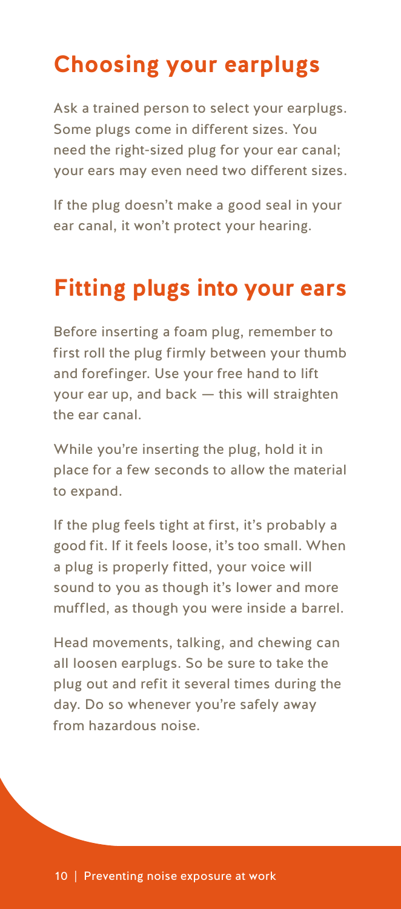## Choosing your earplugs

Ask a trained person to select your earplugs. Some plugs come in different sizes. You need the right-sized plug for your ear canal; your ears may even need two different sizes.

If the plug doesn't make a good seal in your ear canal, it won't protect your hearing.

## Fitting plugs into your ears

Before inserting a foam plug, remember to first roll the plug firmly between your thumb and forefinger. Use your free hand to lift your ear up, and back — this will straighten the ear canal.

While you're inserting the plug, hold it in place for a few seconds to allow the material to expand.

If the plug feels tight at first, it's probably a good fit. If it feels loose, it's too small. When a plug is properly fitted, your voice will sound to you as though it's lower and more muffled, as though you were inside a barrel.

Head movements, talking, and chewing can all loosen earplugs. So be sure to take the plug out and refit it several times during the day. Do so whenever you're safely away from hazardous noise.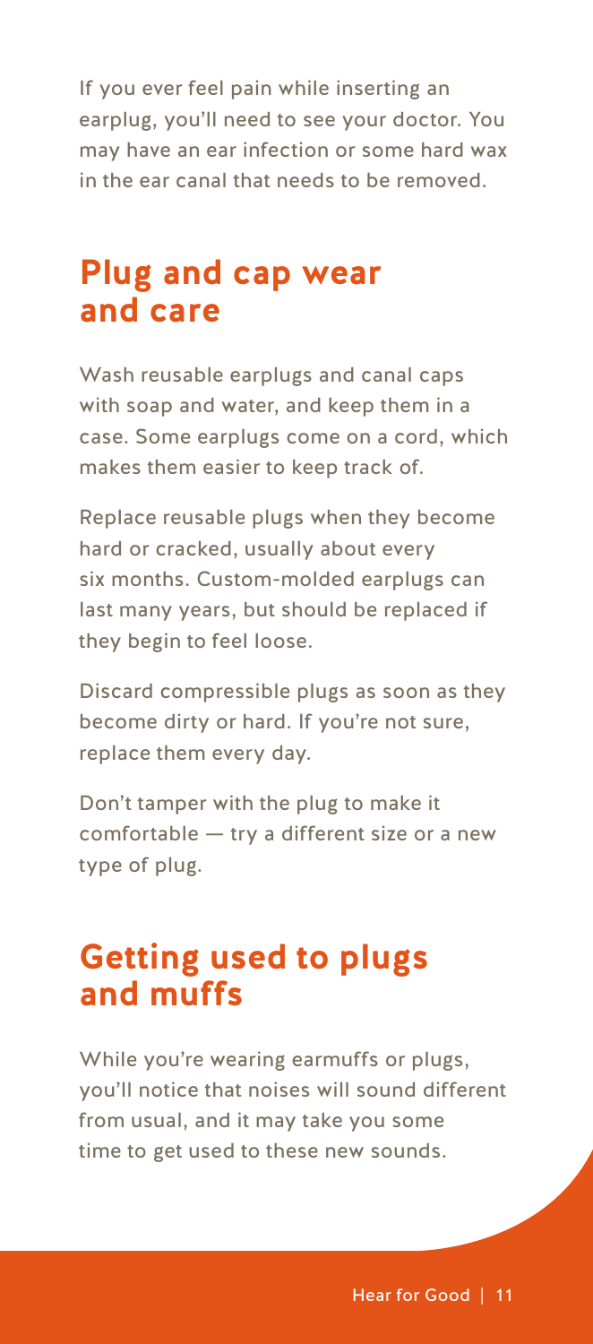If you ever feel pain while inserting an earplug, you'll need to see your doctor. You may have an ear infection or some hard wax in the ear canal that needs to be removed.

## Plug and cap wear and care

Wash reusable earplugs and canal caps with soap and water, and keep them in a case. Some earplugs come on a cord, which makes them easier to keep track of.

Replace reusable plugs when they become hard or cracked, usually about every six months. Custom-molded earplugs can last many years, but should be replaced if they begin to feel loose.

Discard compressible plugs as soon as they become dirty or hard. If you're not sure, replace them every day.

Don't tamper with the plug to make it comfortable — try a different size or a new type of plug.

## Getting used to plugs and muffs

While you're wearing earmuffs or plugs, you'll notice that noises will sound different from usual, and it may take you some time to get used to these new sounds.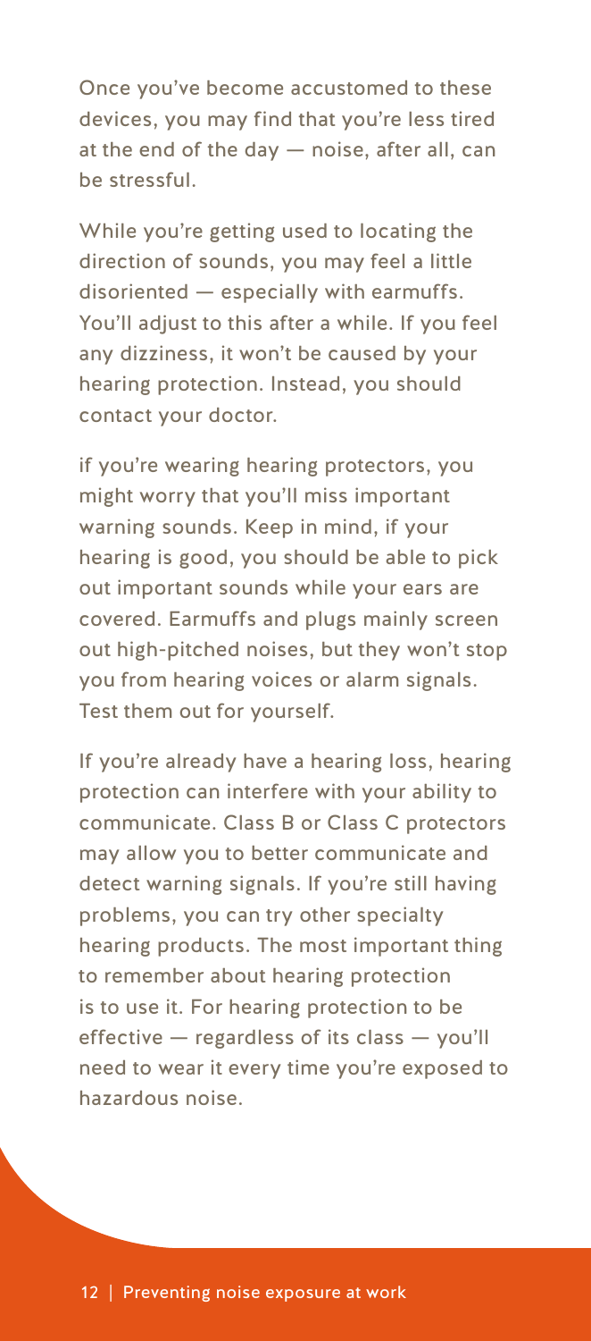Once you've become accustomed to these devices, you may find that you're less tired at the end of the day — noise, after all, can be stressful.

While you're getting used to locating the direction of sounds, you may feel a little disoriented — especially with earmuffs. You'll adjust to this after a while. If you feel any dizziness, it won't be caused by your hearing protection. Instead, you should contact your doctor.

if you're wearing hearing protectors, you might worry that you'll miss important warning sounds. Keep in mind, if your hearing is good, you should be able to pick out important sounds while your ears are covered. Earmuffs and plugs mainly screen out high-pitched noises, but they won't stop you from hearing voices or alarm signals. Test them out for yourself.

If you're already have a hearing loss, hearing protection can interfere with your ability to communicate. Class B or Class C protectors may allow you to better communicate and detect warning signals. If you're still having problems, you can try other specialty hearing products. The most important thing to remember about hearing protection is to use it. For hearing protection to be effective — regardless of its class — you'll need to wear it every time you're exposed to hazardous noise.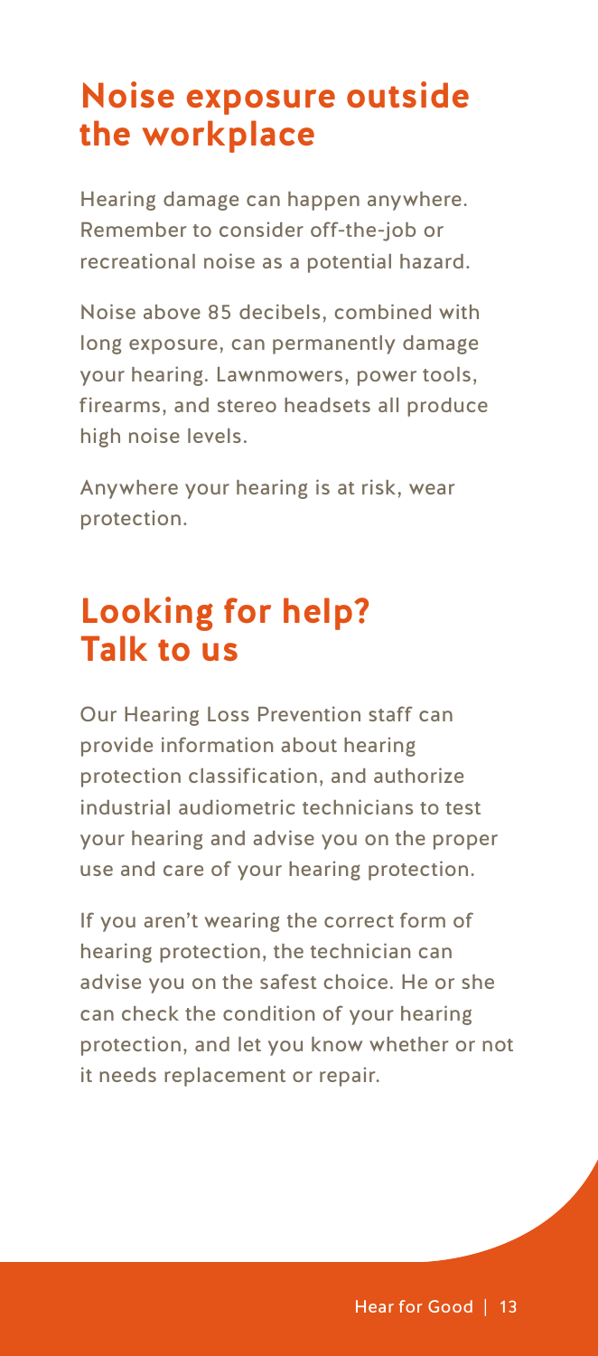## Noise exposure outside the workplace

Hearing damage can happen anywhere. Remember to consider off-the-job or recreational noise as a potential hazard.

Noise above 85 decibels, combined with long exposure, can permanently damage your hearing. Lawnmowers, power tools, firearms, and stereo headsets all produce high noise levels.

Anywhere your hearing is at risk, wear protection.

## Looking for help? Talk to us

Our Hearing Loss Prevention staff can provide information about hearing protection classification, and authorize industrial audiometric technicians to test your hearing and advise you on the proper use and care of your hearing protection.

If you aren't wearing the correct form of hearing protection, the technician can advise you on the safest choice. He or she can check the condition of your hearing protection, and let you know whether or not it needs replacement or repair.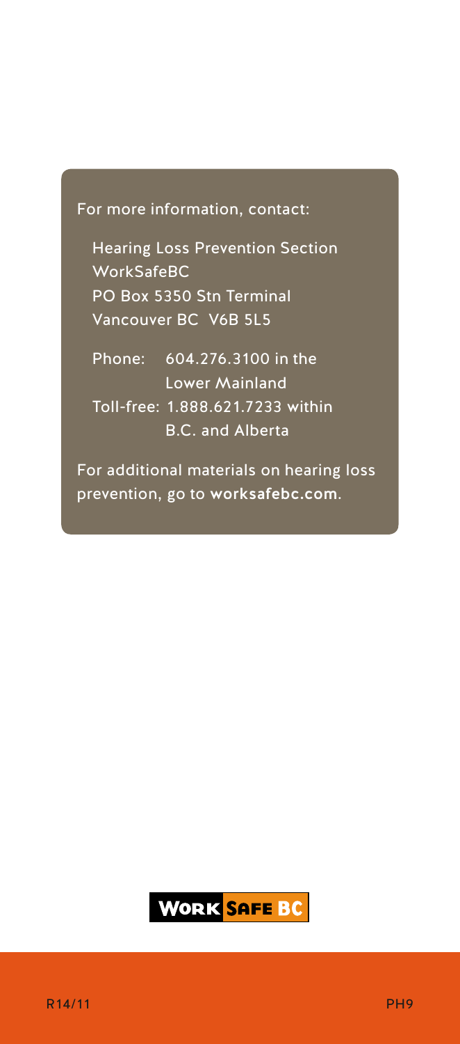For more information, contact:

Hearing Loss Prevention Section
WorkSafeBC
PO Box 5350 Stn Terminal
Vancouver BC V6B 5L5

Phone: 604.276.3100 in the Lower Mainland
Toll-free: 1.888.621.7233 within B.C. and Alberta

For additional materials on hearing loss prevention, go to **worksafebc.com**.

WORK SAFE BC

R14/11

PH9